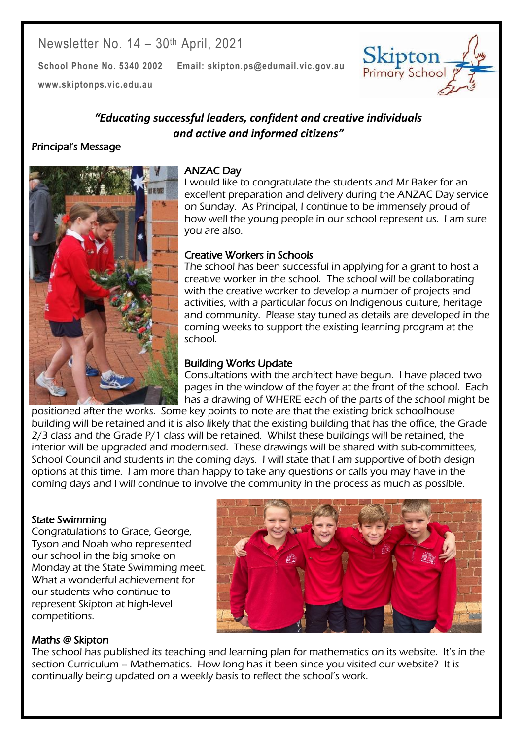Newsletter No. 14 – 30th April, 2021

**School Phone No. 5340 2002** **Email: skipton.ps@edumail.vic.gov.au**

**www.skiptonps.vic.edu.au**

Skipton Primary School

***"Educating successful leaders, confident and creative individuals and active and informed citizens"***

## Principal's Message

### ANZAC Day

I would like to congratulate the students and Mr Baker for an excellent preparation and delivery during the ANZAC Day service on Sunday. As Principal, I continue to be immensely proud of how well the young people in our school represent us. I am sure you are also.

### Creative Workers in Schools

The school has been successful in applying for a grant to host a creative worker in the school. The school will be collaborating with the creative worker to develop a number of projects and activities, with a particular focus on Indigenous culture, heritage and community. Please stay tuned as details are developed in the coming weeks to support the existing learning program at the school.

### Building Works Update

Consultations with the architect have begun. I have placed two pages in the window of the foyer at the front of the school. Each has a drawing of WHERE each of the parts of the school might be positioned after the works. Some key points to note are that the existing brick schoolhouse building will be retained and it is also likely that the existing building that has the office, the Grade 2/3 class and the Grade P/1 class will be retained. Whilst these buildings will be retained, the interior will be upgraded and modernised. These drawings will be shared with sub-committees, School Council and students in the coming days. I will state that I am supportive of both design options at this time. I am more than happy to take any questions or calls you may have in the coming days and I will continue to involve the community in the process as much as possible.

### State Swimming

Congratulations to Grace, George, Tyson and Noah who represented our school in the big smoke on Monday at the State Swimming meet. What a wonderful achievement for our students who continue to represent Skipton at high-level competitions.

### Maths @ Skipton

The school has published its teaching and learning plan for mathematics on its website. It's in the section Curriculum – Mathematics. How long has it been since you visited our website? It is continually being updated on a weekly basis to reflect the school's work.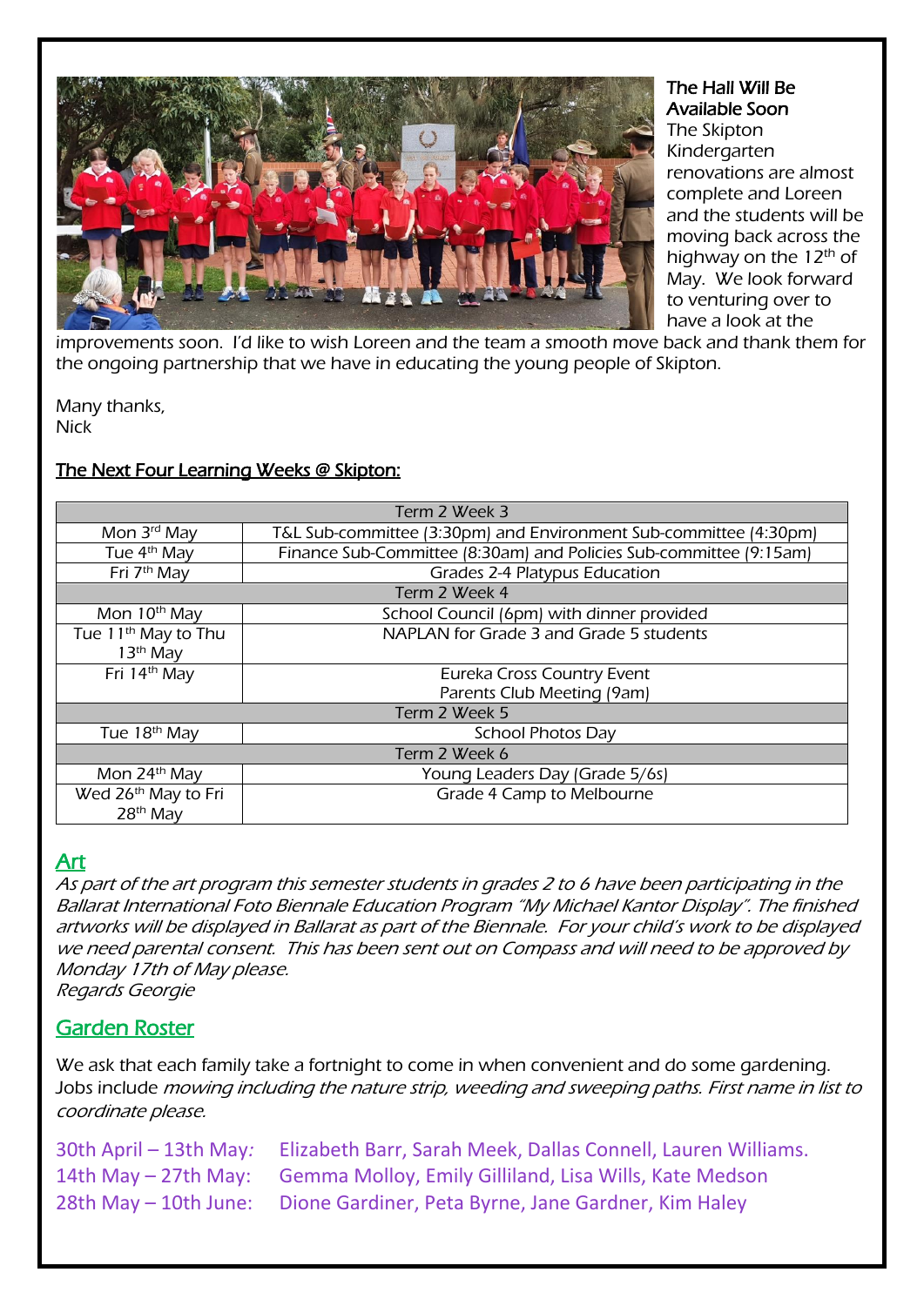**The Hall Will Be Available Soon**

The Skipton Kindergarten renovations are almost complete and Loreen and the students will be moving back across the highway on the 12th of May. We look forward to venturing over to have a look at the improvements soon. I'd like to wish Loreen and the team a smooth move back and thank them for the ongoing partnership that we have in educating the young people of Skipton.

Many thanks,
Nick

## The Next Four Learning Weeks @ Skipton:

| | |
|---|---|
| **Term 2 Week 3** | |
| Mon 3rd May | T&L Sub-committee (3:30pm) and Environment Sub-committee (4:30pm) |
| Tue 4th May | Finance Sub-Committee (8:30am) and Policies Sub-committee (9:15am) |
| Fri 7th May | Grades 2-4 Platypus Education |
| **Term 2 Week 4** | |
| Mon 10th May | School Council (6pm) with dinner provided |
| Tue 11th May to Thu 13th May | NAPLAN for Grade 3 and Grade 5 students |
| Fri 14th May | Eureka Cross Country Event<br>Parents Club Meeting (9am) |
| **Term 2 Week 5** | |
| Tue 18th May | School Photos Day |
| **Term 2 Week 6** | |
| Mon 24th May | Young Leaders Day (Grade 5/6s) |
| Wed 26th May to Fri 28th May | Grade 4 Camp to Melbourne |

## Art

*As part of the art program this semester students in grades 2 to 6 have been participating in the Ballarat International Foto Biennale Education Program "My Michael Kantor Display". The finished artworks will be displayed in Ballarat as part of the Biennale. For your child's work to be displayed we need parental consent. This has been sent out on Compass and will need to be approved by Monday 17th of May please.*
*Regards Georgie*

## Garden Roster

We ask that each family take a fortnight to come in when convenient and do some gardening. Jobs include *mowing including the nature strip, weeding and sweeping paths. First name in list to coordinate please.*

30th April – 13th May: Elizabeth Barr, Sarah Meek, Dallas Connell, Lauren Williams.
14th May – 27th May: Gemma Molloy, Emily Gilliland, Lisa Wills, Kate Medson
28th May – 10th June: Dione Gardiner, Peta Byrne, Jane Gardner, Kim Haley